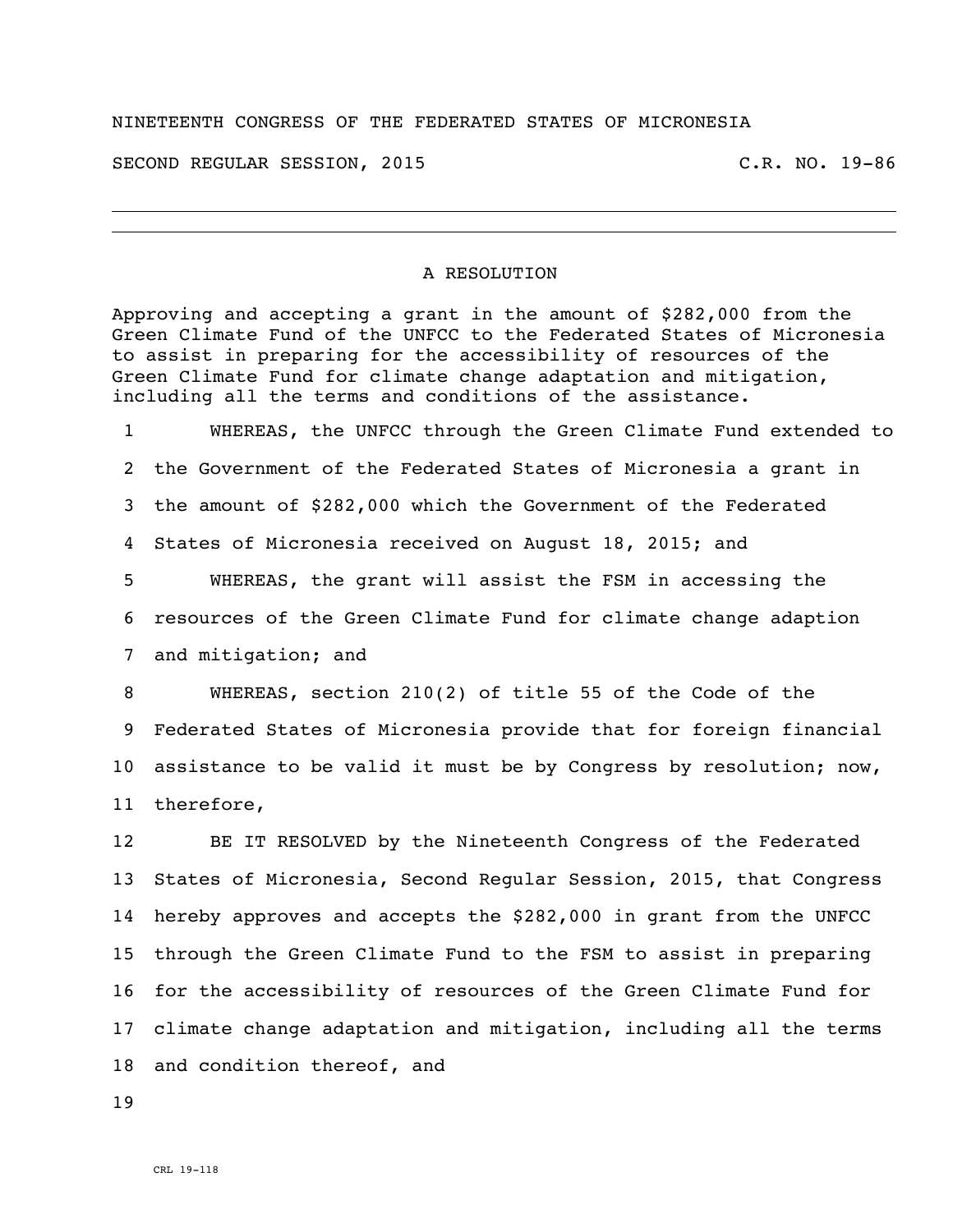NINETEENTH CONGRESS OF THE FEDERATED STATES OF MICRONESIA

SECOND REGULAR SESSION, 2015 C.R. NO. 19-86

## A RESOLUTION

Approving and accepting a grant in the amount of $282,000 from the Green Climate Fund of the UNFCC to the Federated States of Micronesia to assist in preparing for the accessibility of resources of the Green Climate Fund for climate change adaptation and mitigation, including all the terms and conditions of the assistance.

1 WHEREAS, the UNFCC through the Green Climate Fund extended to
2 the Government of the Federated States of Micronesia a grant in
3 the amount of $282,000 which the Government of the Federated
4 States of Micronesia received on August 18, 2015; and
5 WHEREAS, the grant will assist the FSM in accessing the
6 resources of the Green Climate Fund for climate change adaption
7 and mitigation; and
8 WHEREAS, section 210(2) of title 55 of the Code of the
9 Federated States of Micronesia provide that for foreign financial
10 assistance to be valid it must be by Congress by resolution; now,
11 therefore,
12 BE IT RESOLVED by the Nineteenth Congress of the Federated
13 States of Micronesia, Second Regular Session, 2015, that Congress
14 hereby approves and accepts the $282,000 in grant from the UNFCC
15 through the Green Climate Fund to the FSM to assist in preparing
16 for the accessibility of resources of the Green Climate Fund for
17 climate change adaptation and mitigation, including all the terms
18 and condition thereof, and
19

CRL 19-118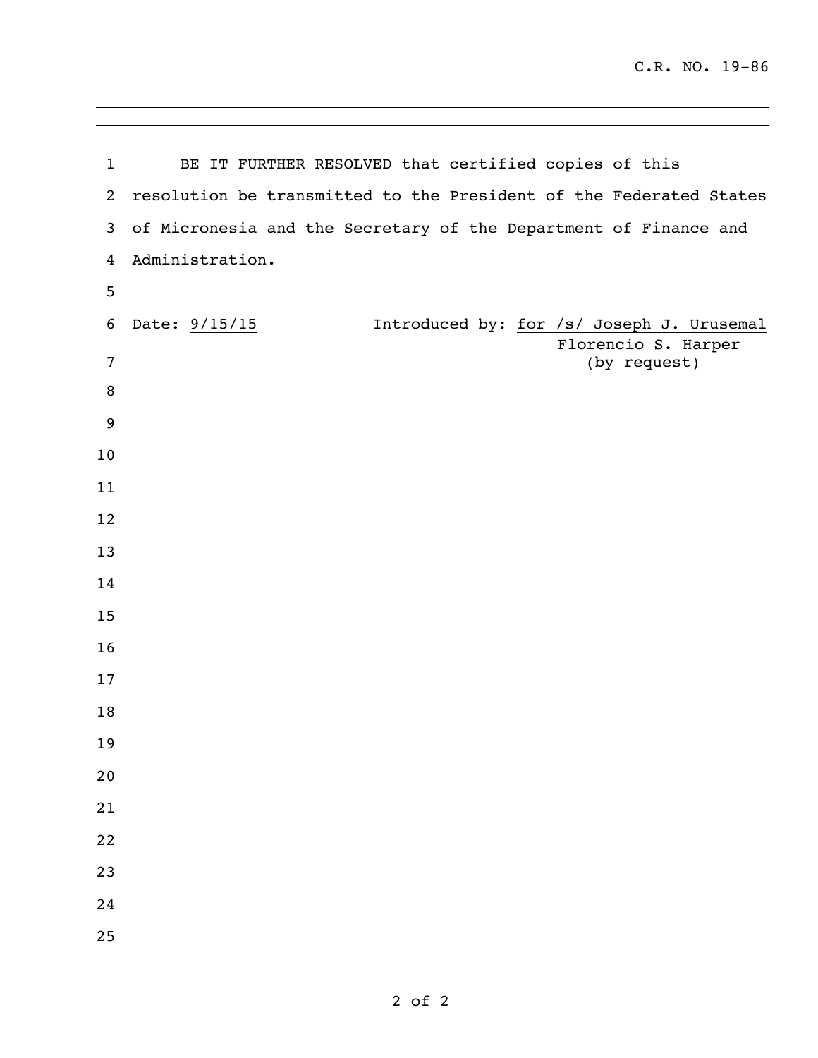BE IT FURTHER RESOLVED that certified copies of this resolution be transmitted to the President of the Federated States of Micronesia and the Secretary of the Department of Finance and Administration.

Date: 9/15/15

Introduced by: for /s/ Joseph J. Urusemal

Florencio S. Harper
(by request)